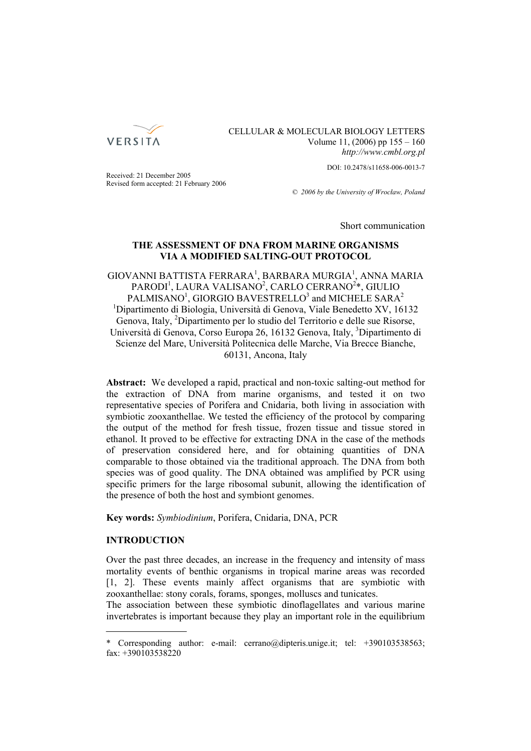Received: 21 December 2005
Revised form accepted: 21 February 2006

DOI: 10.2478/s11658-006-0013-7

© 2006 by the University of Wrocław, Poland

Short communication

# THE ASSESSMENT OF DNA FROM MARINE ORGANISMS VIA A MODIFIED SALTING-OUT PROTOCOL

GIOVANNI BATTISTA FERRARA[1], BARBARA MURGIA[1], ANNA MARIA PARODI[1], LAURA VALISANO[2], CARLO CERRANO[2]*, GIULIO PALMISANO[1], GIORGIO BAVESTRELLO[3] and MICHELE SARA[2]

[1]Dipartimento di Biologia, Università di Genova, Viale Benedetto XV, 16132 Genova, Italy, [2]Dipartimento per lo studio del Territorio e delle sue Risorse, Università di Genova, Corso Europa 26, 16132 Genova, Italy, [3]Dipartimento di Scienze del Mare, Università Politecnica delle Marche, Via Brecce Bianche, 60131, Ancona, Italy

**Abstract:** We developed a rapid, practical and non-toxic salting-out method for the extraction of DNA from marine organisms, and tested it on two representative species of Porifera and Cnidaria, both living in association with symbiotic zooxanthellae. We tested the efficiency of the protocol by comparing the output of the method for fresh tissue, frozen tissue and tissue stored in ethanol. It proved to be effective for extracting DNA in the case of the methods of preservation considered here, and for obtaining quantities of DNA comparable to those obtained via the traditional approach. The DNA from both species was of good quality. The DNA obtained was amplified by PCR using specific primers for the large ribosomal subunit, allowing the identification of the presence of both the host and symbiont genomes.

**Key words:** *Symbiodinium*, Porifera, Cnidaria, DNA, PCR

## INTRODUCTION

Over the past three decades, an increase in the frequency and intensity of mass mortality events of benthic organisms in tropical marine areas was recorded [1, 2]. These events mainly affect organisms that are symbiotic with zooxanthellae: stony corals, forams, sponges, molluscs and tunicates.
The association between these symbiotic dinoflagellates and various marine invertebrates is important because they play an important role in the equilibrium

* Corresponding author: e-mail: cerrano@dipteris.unige.it; tel: +390103538563; fax: +390103538220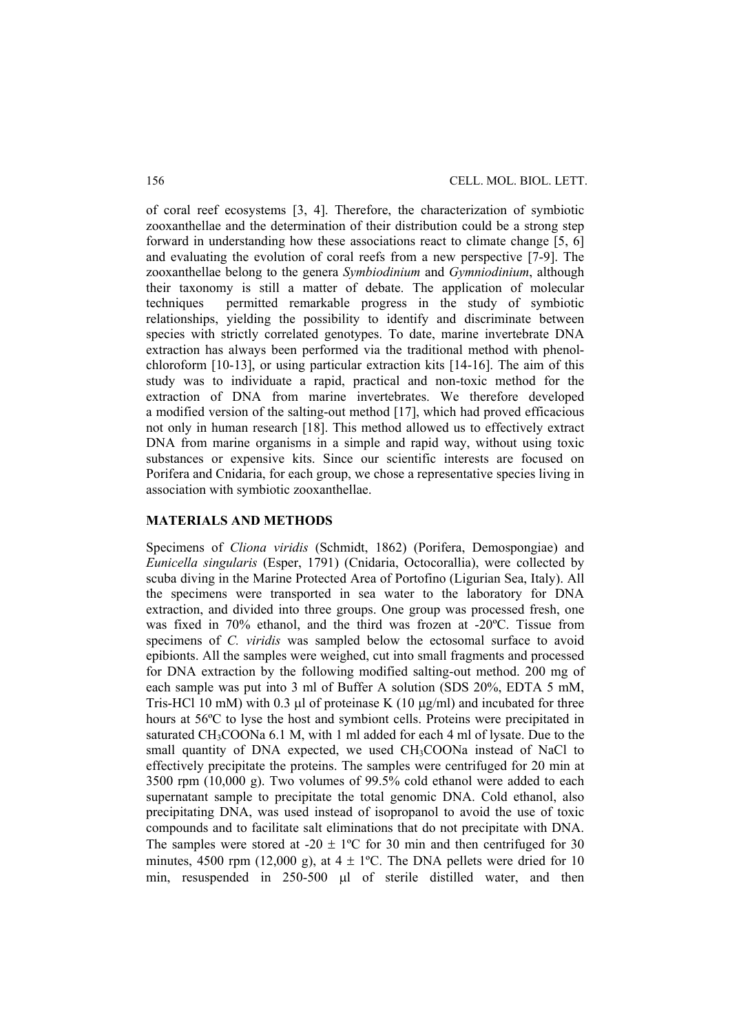of coral reef ecosystems [3, 4]. Therefore, the characterization of symbiotic zooxanthellae and the determination of their distribution could be a strong step forward in understanding how these associations react to climate change [5, 6] and evaluating the evolution of coral reefs from a new perspective [7-9]. The zooxanthellae belong to the genera *Symbiodinium* and *Gymniodinium*, although their taxonomy is still a matter of debate. The application of molecular techniques permitted remarkable progress in the study of symbiotic relationships, yielding the possibility to identify and discriminate between species with strictly correlated genotypes. To date, marine invertebrate DNA extraction has always been performed via the traditional method with phenol-chloroform [10-13], or using particular extraction kits [14-16]. The aim of this study was to individuate a rapid, practical and non-toxic method for the extraction of DNA from marine invertebrates. We therefore developed a modified version of the salting-out method [17], which had proved efficacious not only in human research [18]. This method allowed us to effectively extract DNA from marine organisms in a simple and rapid way, without using toxic substances or expensive kits. Since our scientific interests are focused on Porifera and Cnidaria, for each group, we chose a representative species living in association with symbiotic zooxanthellae.

## MATERIALS AND METHODS

Specimens of *Cliona viridis* (Schmidt, 1862) (Porifera, Demospongiae) and *Eunicella singularis* (Esper, 1791) (Cnidaria, Octocorallia), were collected by scuba diving in the Marine Protected Area of Portofino (Ligurian Sea, Italy). All the specimens were transported in sea water to the laboratory for DNA extraction, and divided into three groups. One group was processed fresh, one was fixed in 70% ethanol, and the third was frozen at -20ºC. Tissue from specimens of *C. viridis* was sampled below the ectosomal surface to avoid epibionts. All the samples were weighed, cut into small fragments and processed for DNA extraction by the following modified salting-out method. 200 mg of each sample was put into 3 ml of Buffer A solution (SDS 20%, EDTA 5 mM, Tris-HCl 10 mM) with 0.3 μl of proteinase K (10 μg/ml) and incubated for three hours at 56ºC to lyse the host and symbiont cells. Proteins were precipitated in saturated $CH_3COONa$ 6.1 M, with 1 ml added for each 4 ml of lysate. Due to the small quantity of DNA expected, we used $CH_3COONa$ instead of NaCl to effectively precipitate the proteins. The samples were centrifuged for 20 min at 3500 rpm (10,000 g). Two volumes of 99.5% cold ethanol were added to each supernatant sample to precipitate the total genomic DNA. Cold ethanol, also precipitating DNA, was used instead of isopropanol to avoid the use of toxic compounds and to facilitate salt eliminations that do not precipitate with DNA. The samples were stored at $-20 \pm 1$ºC for 30 min and then centrifuged for 30 minutes, 4500 rpm (12,000 g), at $4 \pm 1$ºC. The DNA pellets were dried for 10 min, resuspended in 250-500 μl of sterile distilled water, and then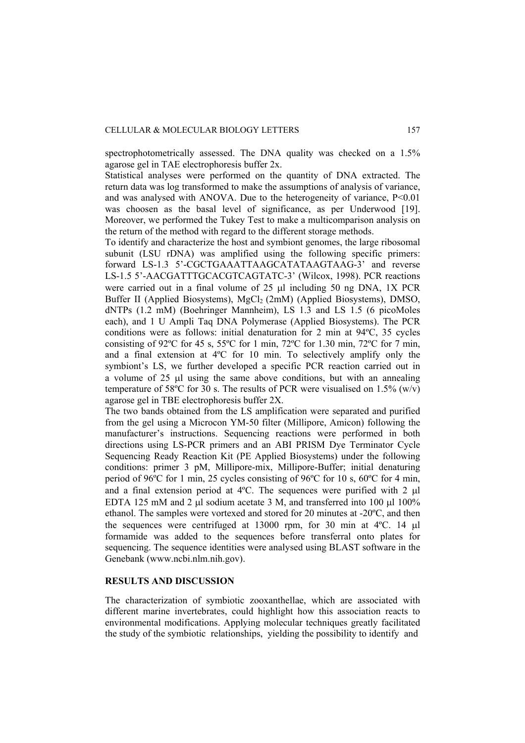spectrophotometrically assessed. The DNA quality was checked on a 1.5% agarose gel in TAE electrophoresis buffer 2x.

Statistical analyses were performed on the quantity of DNA extracted. The return data was log transformed to make the assumptions of analysis of variance, and was analysed with ANOVA. Due to the heterogeneity of variance, $P<0.01$ was choosen as the basal level of significance, as per Underwood [19]. Moreover, we performed the Tukey Test to make a multicomparison analysis on the return of the method with regard to the different storage methods.

To identify and characterize the host and symbiont genomes, the large ribosomal subunit (LSU rDNA) was amplified using the following specific primers: forward LS-1.3 5'-CGCTGAAATTAAGCATATAAGTAAG-3' and reverse LS-1.5 5'-AACGATTTGCACGTCAGTATC-3' (Wilcox, 1998). PCR reactions were carried out in a final volume of 25 μl including 50 ng DNA, 1X PCR Buffer II (Applied Biosystems), $MgCl_2$ (2mM) (Applied Biosystems), DMSO, dNTPs (1.2 mM) (Boehringer Mannheim), LS 1.3 and LS 1.5 (6 picoMoles each), and 1 U Ampli Taq DNA Polymerase (Applied Biosystems). The PCR conditions were as follows: initial denaturation for 2 min at 94ºC, 35 cycles consisting of 92ºC for 45 s, 55ºC for 1 min, 72ºC for 1.30 min, 72ºC for 7 min, and a final extension at 4ºC for 10 min. To selectively amplify only the symbiont's LS, we further developed a specific PCR reaction carried out in a volume of 25 μl using the same above conditions, but with an annealing temperature of 58ºC for 30 s. The results of PCR were visualised on 1.5% (w/v) agarose gel in TBE electrophoresis buffer 2X.

The two bands obtained from the LS amplification were separated and purified from the gel using a Microcon YM-50 filter (Millipore, Amicon) following the manufacturer's instructions. Sequencing reactions were performed in both directions using LS-PCR primers and an ABI PRISM Dye Terminator Cycle Sequencing Ready Reaction Kit (PE Applied Biosystems) under the following conditions: primer 3 pM, Millipore-mix, Millipore-Buffer; initial denaturing period of 96ºC for 1 min, 25 cycles consisting of 96ºC for 10 s, 60ºC for 4 min, and a final extension period at 4ºC. The sequences were purified with 2 μl EDTA 125 mM and 2 μl sodium acetate 3 M, and transferred into 100 μl 100% ethanol. The samples were vortexed and stored for 20 minutes at -20ºC, and then the sequences were centrifuged at 13000 rpm, for 30 min at 4ºC. 14 μl formamide was added to the sequences before transferral onto plates for sequencing. The sequence identities were analysed using BLAST software in the Genebank (www.ncbi.nlm.nih.gov).

## RESULTS AND DISCUSSION

The characterization of symbiotic zooxanthellae, which are associated with different marine invertebrates, could highlight how this association reacts to environmental modifications. Applying molecular techniques greatly facilitated the study of the symbiotic relationships, yielding the possibility to identify and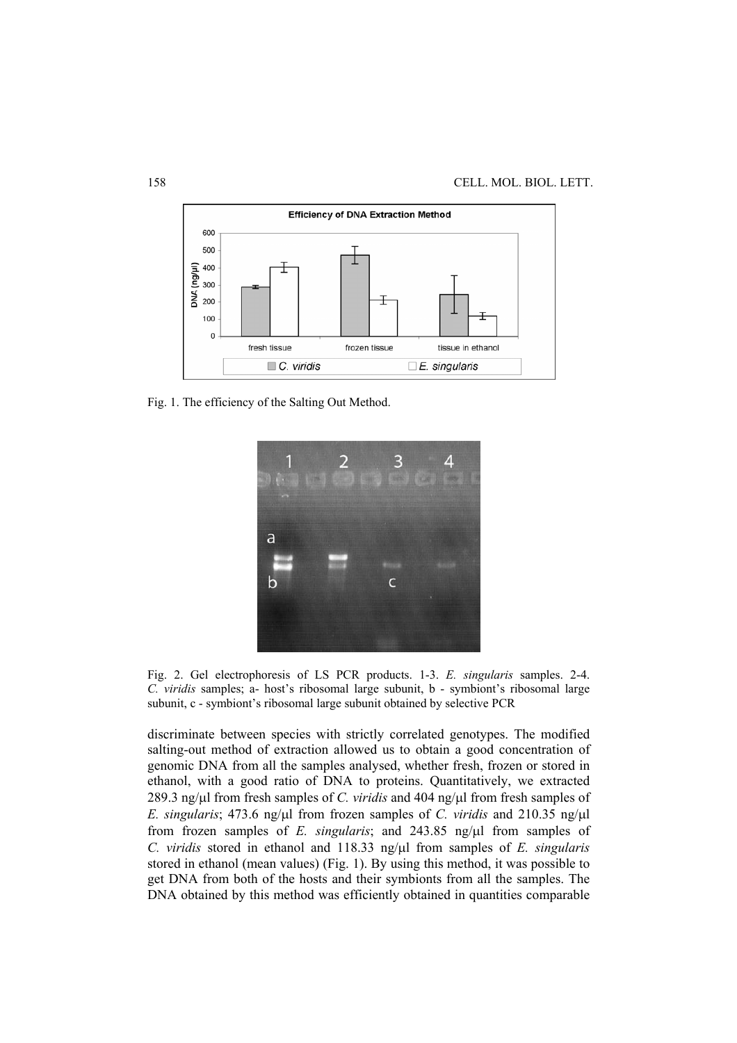Fig. 1. The efficiency of the Salting Out Method.

Fig. 2. Gel electrophoresis of LS PCR products. 1-3. *E. singularis* samples. 2-4. *C. viridis* samples; a- host's ribosomal large subunit, b - symbiont's ribosomal large subunit, c - symbiont's ribosomal large subunit obtained by selective PCR

discriminate between species with strictly correlated genotypes. The modified salting-out method of extraction allowed us to obtain a good concentration of genomic DNA from all the samples analysed, whether fresh, frozen or stored in ethanol, with a good ratio of DNA to proteins. Quantitatively, we extracted 289.3 ng/μl from fresh samples of *C. viridis* and 404 ng/μl from fresh samples of *E. singularis*; 473.6 ng/μl from frozen samples of *C. viridis* and 210.35 ng/μl from frozen samples of *E. singularis*; and 243.85 ng/μl from samples of *C. viridis* stored in ethanol and 118.33 ng/μl from samples of *E. singularis* stored in ethanol (mean values) (Fig. 1). By using this method, it was possible to get DNA from both of the hosts and their symbionts from all the samples. The DNA obtained by this method was efficiently obtained in quantities comparable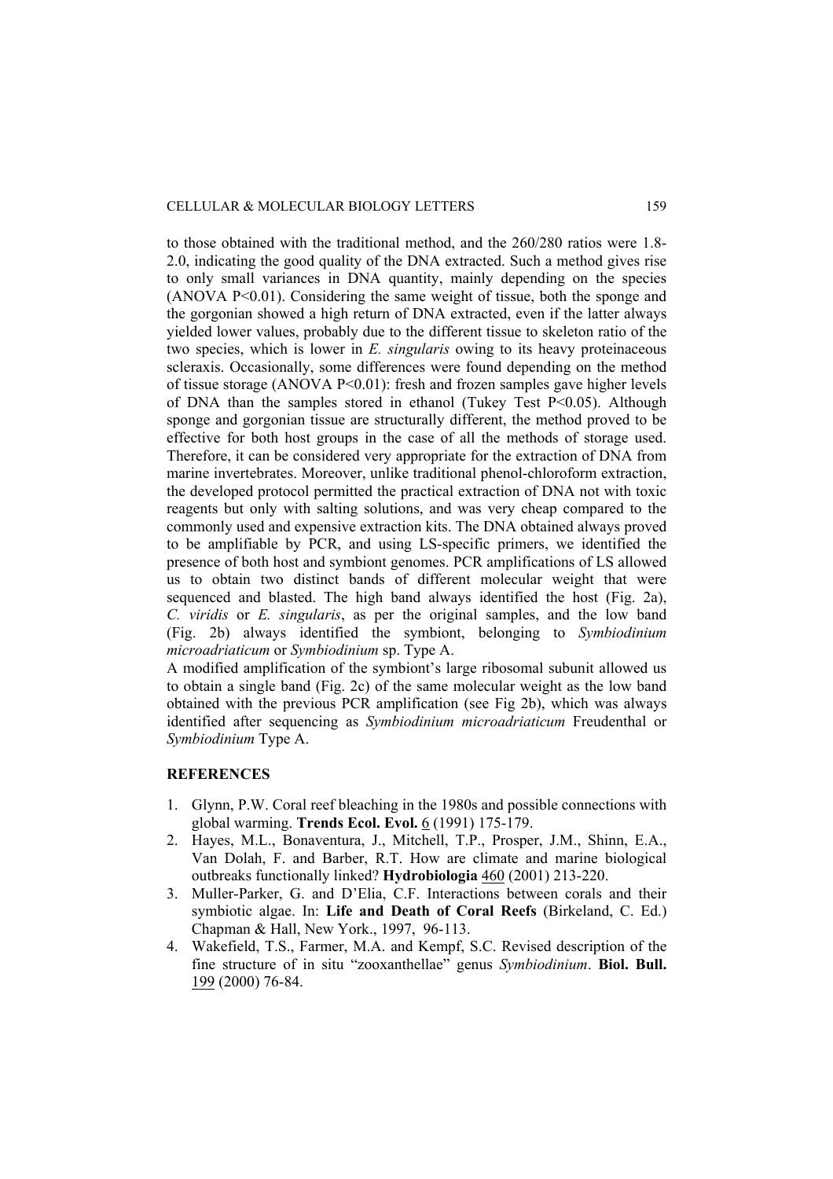to those obtained with the traditional method, and the 260/280 ratios were 1.8-2.0, indicating the good quality of the DNA extracted. Such a method gives rise to only small variances in DNA quantity, mainly depending on the species (ANOVA $P<0.01$). Considering the same weight of tissue, both the sponge and the gorgonian showed a high return of DNA extracted, even if the latter always yielded lower values, probably due to the different tissue to skeleton ratio of the two species, which is lower in *E. singularis* owing to its heavy proteinaceous scleraxis. Occasionally, some differences were found depending on the method of tissue storage (ANOVA $P<0.01$): fresh and frozen samples gave higher levels of DNA than the samples stored in ethanol (Tukey Test $P<0.05$). Although sponge and gorgonian tissue are structurally different, the method proved to be effective for both host groups in the case of all the methods of storage used. Therefore, it can be considered very appropriate for the extraction of DNA from marine invertebrates. Moreover, unlike traditional phenol-chloroform extraction, the developed protocol permitted the practical extraction of DNA not with toxic reagents but only with salting solutions, and was very cheap compared to the commonly used and expensive extraction kits. The DNA obtained always proved to be amplifiable by PCR, and using LS-specific primers, we identified the presence of both host and symbiont genomes. PCR amplifications of LS allowed us to obtain two distinct bands of different molecular weight that were sequenced and blasted. The high band always identified the host (Fig. 2a), *C. viridis* or *E. singularis*, as per the original samples, and the low band (Fig. 2b) always identified the symbiont, belonging to *Symbiodinium microadriaticum* or *Symbiodinium* sp. Type A.

A modified amplification of the symbiont's large ribosomal subunit allowed us to obtain a single band (Fig. 2c) of the same molecular weight as the low band obtained with the previous PCR amplification (see Fig 2b), which was always identified after sequencing as *Symbiodinium microadriaticum* Freudenthal or *Symbiodinium* Type A.

## REFERENCES

1. Glynn, P.W. Coral reef bleaching in the 1980s and possible connections with global warming. **Trends Ecol. Evol.** 6 (1991) 175-179.
2. Hayes, M.L., Bonaventura, J., Mitchell, T.P., Prosper, J.M., Shinn, E.A., Van Dolah, F. and Barber, R.T. How are climate and marine biological outbreaks functionally linked? **Hydrobiologia** 460 (2001) 213-220.
3. Muller-Parker, G. and D'Elia, C.F. Interactions between corals and their symbiotic algae. In: **Life and Death of Coral Reefs** (Birkeland, C. Ed.) Chapman & Hall, New York., 1997, 96-113.
4. Wakefield, T.S., Farmer, M.A. and Kempf, S.C. Revised description of the fine structure of in situ "zooxanthellae" genus *Symbiodinium*. **Biol. Bull.** 199 (2000) 76-84.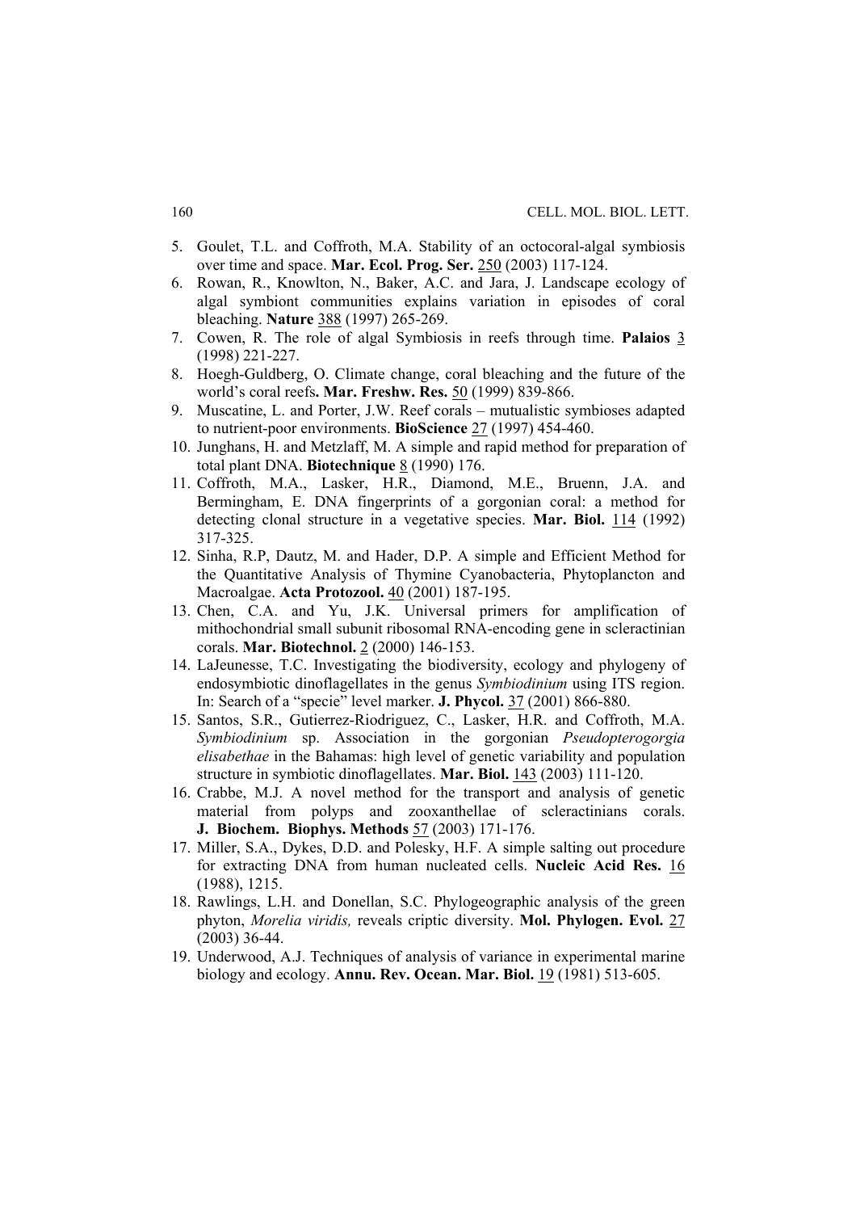5. Goulet, T.L. and Coffroth, M.A. Stability of an octocoral-algal symbiosis over time and space. **Mar. Ecol. Prog. Ser.** 250 (2003) 117-124.
6. Rowan, R., Knowlton, N., Baker, A.C. and Jara, J. Landscape ecology of algal symbiont communities explains variation in episodes of coral bleaching. **Nature** 388 (1997) 265-269.
7. Cowen, R. The role of algal Symbiosis in reefs through time. **Palaios** 3 (1998) 221-227.
8. Hoegh-Guldberg, O. Climate change, coral bleaching and the future of the world's coral reefs**. Mar. Freshw. Res.** 50 (1999) 839-866.
9. Muscatine, L. and Porter, J.W. Reef corals – mutualistic symbioses adapted to nutrient-poor environments. **BioScience** 27 (1997) 454-460.
10. Junghans, H. and Metzlaff, M. A simple and rapid method for preparation of total plant DNA. **Biotechnique** 8 (1990) 176.
11. Coffroth, M.A., Lasker, H.R., Diamond, M.E., Bruenn, J.A. and Bermingham, E. DNA fingerprints of a gorgonian coral: a method for detecting clonal structure in a vegetative species. **Mar. Biol.** 114 (1992) 317-325.
12. Sinha, R.P, Dautz, M. and Hader, D.P. A simple and Efficient Method for the Quantitative Analysis of Thymine Cyanobacteria, Phytoplancton and Macroalgae. **Acta Protozool.** 40 (2001) 187-195.
13. Chen, C.A. and Yu, J.K. Universal primers for amplification of mithochondrial small subunit ribosomal RNA-encoding gene in scleractinian corals. **Mar. Biotechnol.** 2 (2000) 146-153.
14. LaJeunesse, T.C. Investigating the biodiversity, ecology and phylogeny of endosymbiotic dinoflagellates in the genus *Symbiodinium* using ITS region. In: Search of a "specie" level marker. **J. Phycol.** 37 (2001) 866-880.
15. Santos, S.R., Gutierrez-Riodriguez, C., Lasker, H.R. and Coffroth, M.A. *Symbiodinium* sp. Association in the gorgonian *Pseudopterogorgia elisabethae* in the Bahamas: high level of genetic variability and population structure in symbiotic dinoflagellates. **Mar. Biol.** 143 (2003) 111-120.
16. Crabbe, M.J. A novel method for the transport and analysis of genetic material from polyps and zooxanthellae of scleractinians corals. **J. Biochem. Biophys. Methods** 57 (2003) 171-176.
17. Miller, S.A., Dykes, D.D. and Polesky, H.F. A simple salting out procedure for extracting DNA from human nucleated cells. **Nucleic Acid Res.** 16 (1988), 1215.
18. Rawlings, L.H. and Donellan, S.C. Phylogeographic analysis of the green phyton, *Morelia viridis,* reveals criptic diversity. **Mol. Phylogen. Evol.** 27 (2003) 36-44.
19. Underwood, A.J. Techniques of analysis of variance in experimental marine biology and ecology. **Annu. Rev. Ocean. Mar. Biol.** 19 (1981) 513-605.